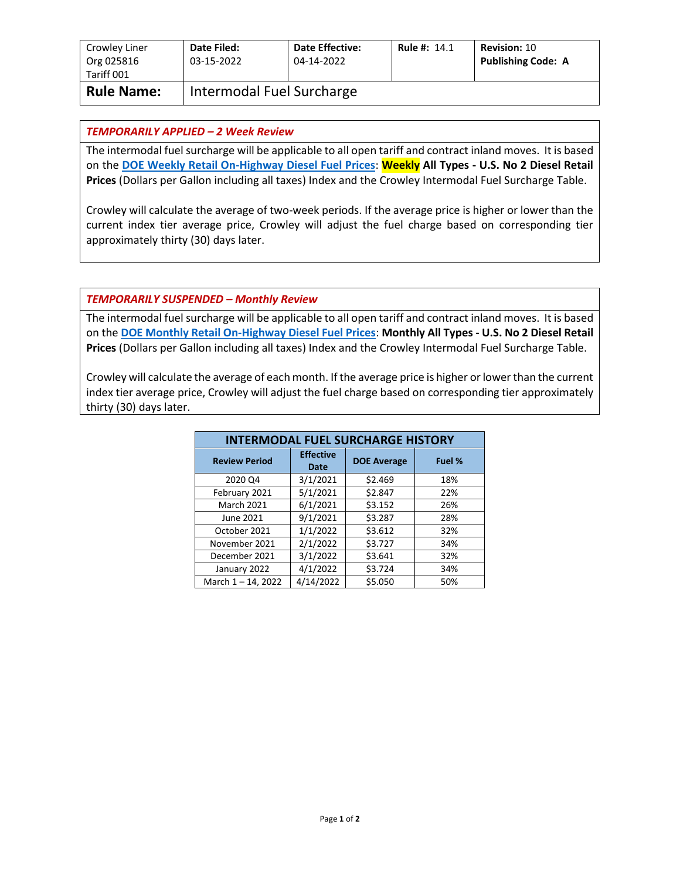| Crowley Liner Org 025816 Tariff 001 | **Date Filed:** 03-15-2022 | **Date Effective:** 04-14-2022 | **Rule #:** 14.1 | **Revision:** 10 **Publishing Code: A** |
|---|---|---|---|---|
| **Rule Name:** | Intermodal Fuel Surcharge | | | |

### *TEMPORARILY APPLIED – 2 Week Review*

The intermodal fuel surcharge will be applicable to all open tariff and contract inland moves. It is based on the **DOE Weekly Retail On-Highway Diesel Fuel Prices**: **Weekly All Types - U.S. No 2 Diesel Retail Prices** (Dollars per Gallon including all taxes) Index and the Crowley Intermodal Fuel Surcharge Table.

Crowley will calculate the average of two-week periods. If the average price is higher or lower than the current index tier average price, Crowley will adjust the fuel charge based on corresponding tier approximately thirty (30) days later.

### *TEMPORARILY SUSPENDED – Monthly Review*

The intermodal fuel surcharge will be applicable to all open tariff and contract inland moves. It is based on the **DOE Monthly Retail On-Highway Diesel Fuel Prices**: **Monthly All Types - U.S. No 2 Diesel Retail Prices** (Dollars per Gallon including all taxes) Index and the Crowley Intermodal Fuel Surcharge Table.

Crowley will calculate the average of each month. If the average price is higher or lower than the current index tier average price, Crowley will adjust the fuel charge based on corresponding tier approximately thirty (30) days later.

**INTERMODAL FUEL SURCHARGE HISTORY**

| Review Period | Effective Date | DOE Average | Fuel % |
|---|---|---|---|
| 2020 Q4 | 3/1/2021 | $2.469 | 18% |
| February 2021 | 5/1/2021 | $2.847 | 22% |
| March 2021 | 6/1/2021 | $3.152 | 26% |
| June 2021 | 9/1/2021 | $3.287 | 28% |
| October 2021 | 1/1/2022 | $3.612 | 32% |
| November 2021 | 2/1/2022 | $3.727 | 34% |
| December 2021 | 3/1/2022 | $3.641 | 32% |
| January 2022 | 4/1/2022 | $3.724 | 34% |
| March 1 – 14, 2022 | 4/14/2022 | $5.050 | 50% |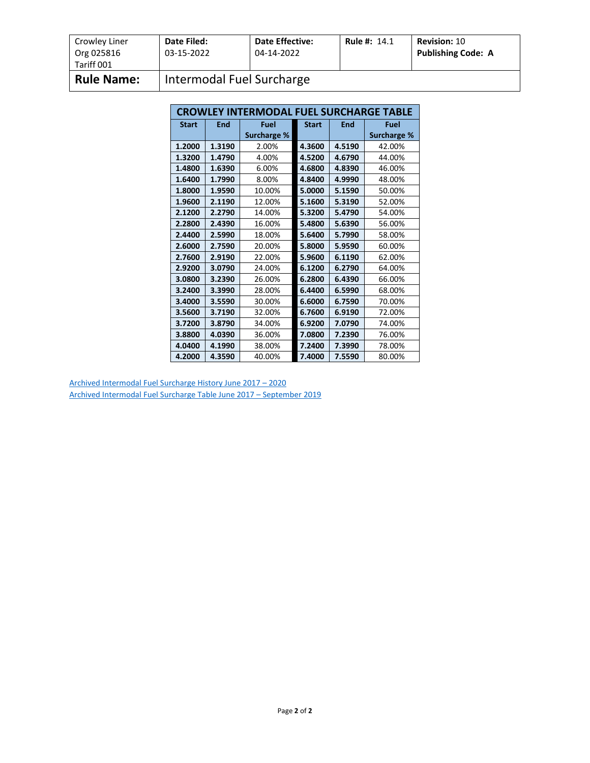| Crowley Liner<br>Org 025816<br>Tariff 001 | **Date Filed:**<br>03-15-2022 | **Date Effective:**<br>04-14-2022 | **Rule #:** 14.1 | **Revision:** 10<br>**Publishing Code: A** |
|---|---|---|---|---|
| **Rule Name:** | Intermodal Fuel Surcharge | | | |

**CROWLEY INTERMODAL FUEL SURCHARGE TABLE**

| Start | End | Fuel Surcharge % | Start | End | Fuel Surcharge % |
|---|---|---|---|---|---|
| **1.2000** | **1.3190** | 2.00% | **4.3600** | **4.5190** | 42.00% |
| **1.3200** | **1.4790** | 4.00% | **4.5200** | **4.6790** | 44.00% |
| **1.4800** | **1.6390** | 6.00% | **4.6800** | **4.8390** | 46.00% |
| **1.6400** | **1.7990** | 8.00% | **4.8400** | **4.9990** | 48.00% |
| **1.8000** | **1.9590** | 10.00% | **5.0000** | **5.1590** | 50.00% |
| **1.9600** | **2.1190** | 12.00% | **5.1600** | **5.3190** | 52.00% |
| **2.1200** | **2.2790** | 14.00% | **5.3200** | **5.4790** | 54.00% |
| **2.2800** | **2.4390** | 16.00% | **5.4800** | **5.6390** | 56.00% |
| **2.4400** | **2.5990** | 18.00% | **5.6400** | **5.7990** | 58.00% |
| **2.6000** | **2.7590** | 20.00% | **5.8000** | **5.9590** | 60.00% |
| **2.7600** | **2.9190** | 22.00% | **5.9600** | **6.1190** | 62.00% |
| **2.9200** | **3.0790** | 24.00% | **6.1200** | **6.2790** | 64.00% |
| **3.0800** | **3.2390** | 26.00% | **6.2800** | **6.4390** | 66.00% |
| **3.2400** | **3.3990** | 28.00% | **6.4400** | **6.5990** | 68.00% |
| **3.4000** | **3.5590** | 30.00% | **6.6000** | **6.7590** | 70.00% |
| **3.5600** | **3.7190** | 32.00% | **6.7600** | **6.9190** | 72.00% |
| **3.7200** | **3.8790** | 34.00% | **6.9200** | **7.0790** | 74.00% |
| **3.8800** | **4.0390** | 36.00% | **7.0800** | **7.2390** | 76.00% |
| **4.0400** | **4.1990** | 38.00% | **7.2400** | **7.3990** | 78.00% |
| **4.2000** | **4.3590** | 40.00% | **7.4000** | **7.5590** | 80.00% |

Archived Intermodal Fuel Surcharge History June 2017 – 2020
Archived Intermodal Fuel Surcharge Table June 2017 – September 2019